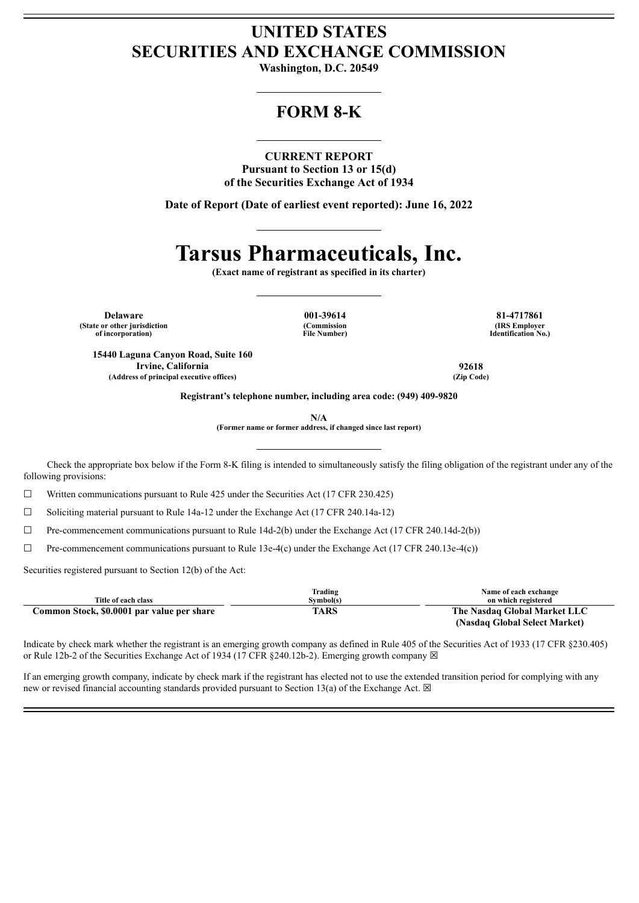# UNITED STATES
# SECURITIES AND EXCHANGE COMMISSION

**Washington, D.C. 20549**

## FORM 8-K

**CURRENT REPORT**
**Pursuant to Section 13 or 15(d)**
**of the Securities Exchange Act of 1934**

**Date of Report (Date of earliest event reported): June 16, 2022**

# Tarsus Pharmaceuticals, Inc.

**(Exact name of registrant as specified in its charter)**

| Delaware | 001-39614 | 81-4717861 |
|---|---|---|
| (State or other jurisdiction of incorporation) | (Commission File Number) | (IRS Employer Identification No.) |

| 15440 Laguna Canyon Road, Suite 160 Irvine, California | 92618 |
|---|---|
| (Address of principal executive offices) | (Zip Code) |

**Registrant's telephone number, including area code: (949) 409-9820**

**N/A**
**(Former name or former address, if changed since last report)**

Check the appropriate box below if the Form 8-K filing is intended to simultaneously satisfy the filing obligation of the registrant under any of the following provisions:

☐ Written communications pursuant to Rule 425 under the Securities Act (17 CFR 230.425)

☐ Soliciting material pursuant to Rule 14a-12 under the Exchange Act (17 CFR 240.14a-12)

☐ Pre-commencement communications pursuant to Rule 14d-2(b) under the Exchange Act (17 CFR 240.14d-2(b))

☐ Pre-commencement communications pursuant to Rule 13e-4(c) under the Exchange Act (17 CFR 240.13e-4(c))

Securities registered pursuant to Section 12(b) of the Act:

| Title of each class | Trading Symbol(s) | Name of each exchange on which registered |
|---|---|---|
| **Common Stock, $0.0001 par value per share** | **TARS** | **The Nasdaq Global Market LLC (Nasdaq Global Select Market)** |

Indicate by check mark whether the registrant is an emerging growth company as defined in Rule 405 of the Securities Act of 1933 (17 CFR §230.405) or Rule 12b-2 of the Securities Exchange Act of 1934 (17 CFR §240.12b-2). Emerging growth company ☒

If an emerging growth company, indicate by check mark if the registrant has elected not to use the extended transition period for complying with any new or revised financial accounting standards provided pursuant to Section 13(a) of the Exchange Act. ☒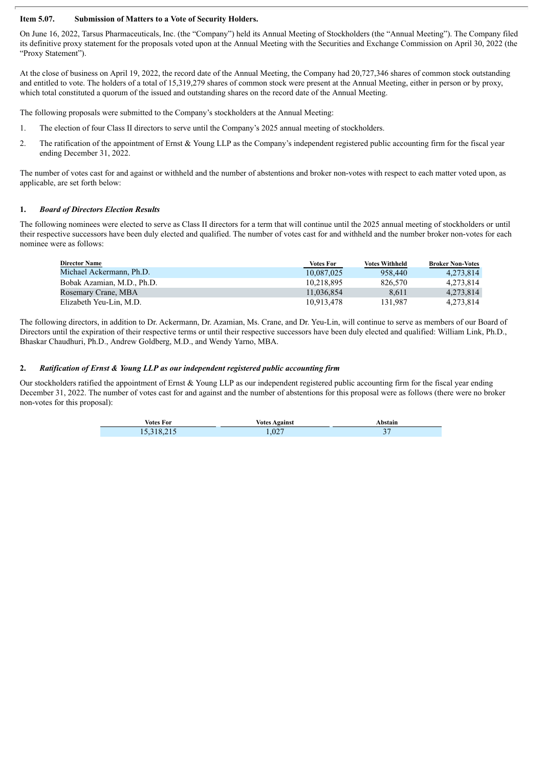**Item 5.07. Submission of Matters to a Vote of Security Holders.**

On June 16, 2022, Tarsus Pharmaceuticals, Inc. (the "Company") held its Annual Meeting of Stockholders (the "Annual Meeting"). The Company filed its definitive proxy statement for the proposals voted upon at the Annual Meeting with the Securities and Exchange Commission on April 30, 2022 (the "Proxy Statement").

At the close of business on April 19, 2022, the record date of the Annual Meeting, the Company had 20,727,346 shares of common stock outstanding and entitled to vote. The holders of a total of 15,319,279 shares of common stock were present at the Annual Meeting, either in person or by proxy, which total constituted a quorum of the issued and outstanding shares on the record date of the Annual Meeting.

The following proposals were submitted to the Company's stockholders at the Annual Meeting:

1. The election of four Class II directors to serve until the Company's 2025 annual meeting of stockholders.
2. The ratification of the appointment of Ernst & Young LLP as the Company's independent registered public accounting firm for the fiscal year ending December 31, 2022.

The number of votes cast for and against or withheld and the number of abstentions and broker non-votes with respect to each matter voted upon, as applicable, are set forth below:

**1. *Board of Directors Election Results***

The following nominees were elected to serve as Class II directors for a term that will continue until the 2025 annual meeting of stockholders or until their respective successors have been duly elected and qualified. The number of votes cast for and withheld and the number broker non-votes for each nominee were as follows:

| Director Name | Votes For | Votes Withheld | Broker Non-Votes |
|---|---|---|---|
| Michael Ackermann, Ph.D. | 10,087,025 | 958,440 | 4,273,814 |
| Bobak Azamian, M.D., Ph.D. | 10,218,895 | 826,570 | 4,273,814 |
| Rosemary Crane, MBA | 11,036,854 | 8,611 | 4,273,814 |
| Elizabeth Yeu-Lin, M.D. | 10,913,478 | 131,987 | 4,273,814 |

The following directors, in addition to Dr. Ackermann, Dr. Azamian, Ms. Crane, and Dr. Yeu-Lin, will continue to serve as members of our Board of Directors until the expiration of their respective terms or until their respective successors have been duly elected and qualified: William Link, Ph.D., Bhaskar Chaudhuri, Ph.D., Andrew Goldberg, M.D., and Wendy Yarno, MBA.

**2. *Ratification of Ernst & Young LLP as our independent registered public accounting firm***

Our stockholders ratified the appointment of Ernst & Young LLP as our independent registered public accounting firm for the fiscal year ending December 31, 2022. The number of votes cast for and against and the number of abstentions for this proposal were as follows (there were no broker non-votes for this proposal):

| Votes For | Votes Against | Abstain |
|---|---|---|
| 15,318,215 | 1,027 | 37 |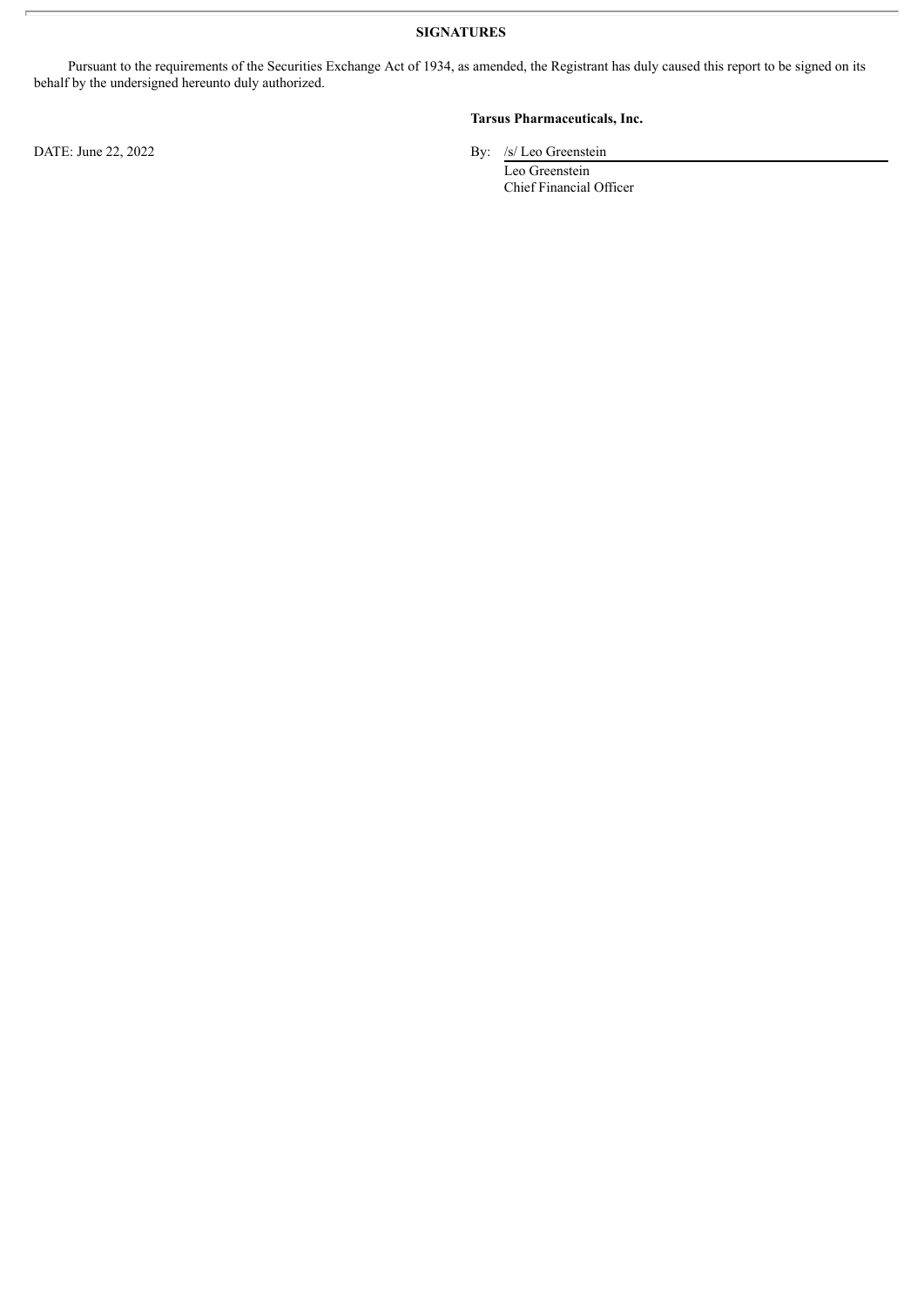**SIGNATURES**

Pursuant to the requirements of the Securities Exchange Act of 1934, as amended, the Registrant has duly caused this report to be signed on its behalf by the undersigned hereunto duly authorized.

**Tarsus Pharmaceuticals, Inc.**

DATE: June 22, 2022

By: /s/ Leo Greenstein
Leo Greenstein
Chief Financial Officer